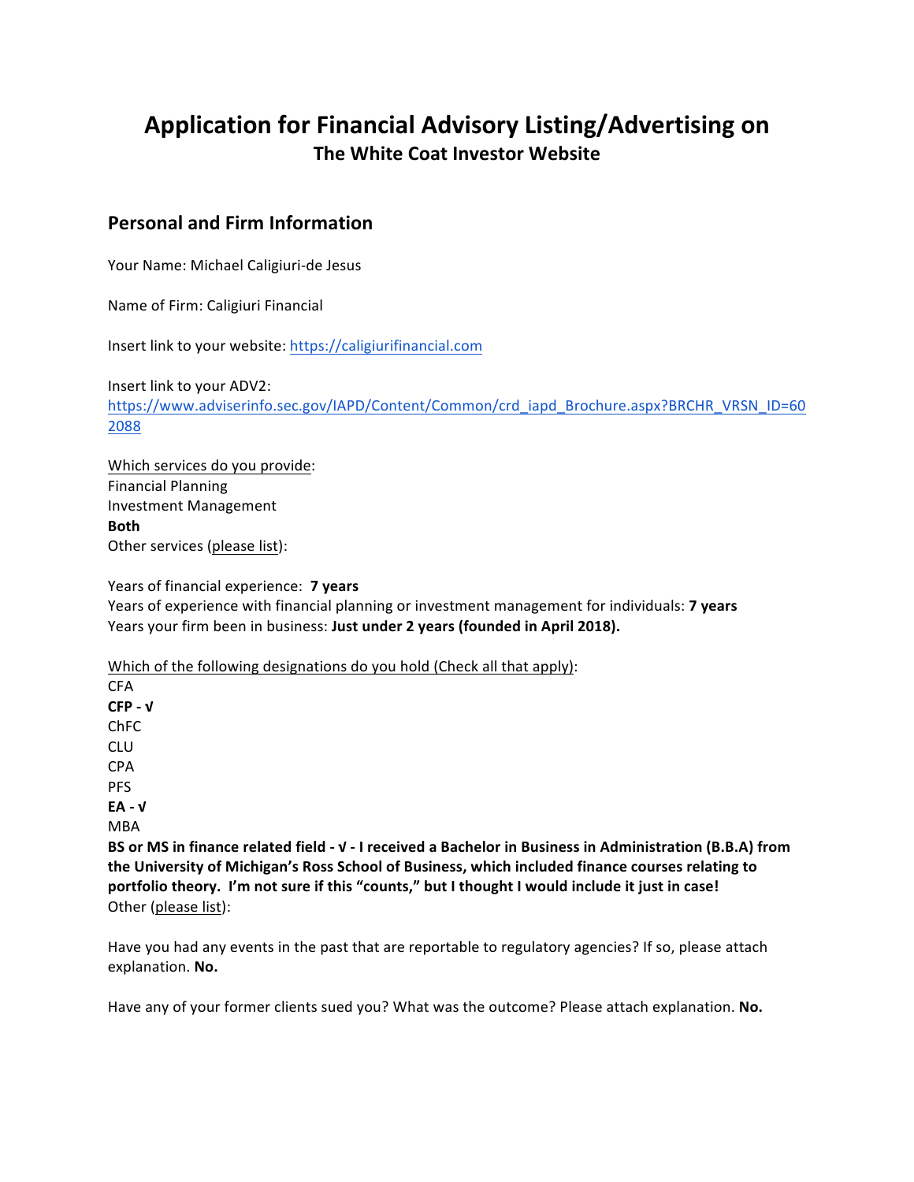# Application for Financial Advisory Listing/Advertising on

## The White Coat Investor Website

## Personal and Firm Information

Your Name: Michael Caligiuri-de Jesus

Name of Firm: Caligiuri Financial

Insert link to your website: [https://caligiurifinancial.com](https://caligiurifinancial.com)

Insert link to your ADV2:
[https://www.adviserinfo.sec.gov/IAPD/Content/Common/crd_iapd_Brochure.aspx?BRCHR_VRSN_ID=602088](https://www.adviserinfo.sec.gov/IAPD/Content/Common/crd_iapd_Brochure.aspx?BRCHR_VRSN_ID=602088)

Which services do you provide:
Financial Planning
Investment Management
**Both**
Other services (please list):

Years of financial experience: **7 years**
Years of experience with financial planning or investment management for individuals: **7 years**
Years your firm been in business: **Just under 2 years (founded in April 2018).**

Which of the following designations do you hold (Check all that apply):
CFA
**CFP - √**
ChFC
CLU
CPA
PFS
**EA - √**
MBA
**BS or MS in finance related field - √ - I received a Bachelor in Business in Administration (B.B.A) from the University of Michigan's Ross School of Business, which included finance courses relating to portfolio theory. I'm not sure if this "counts," but I thought I would include it just in case!**
Other (please list):

Have you had any events in the past that are reportable to regulatory agencies? If so, please attach explanation. **No.**

Have any of your former clients sued you? What was the outcome? Please attach explanation. **No.**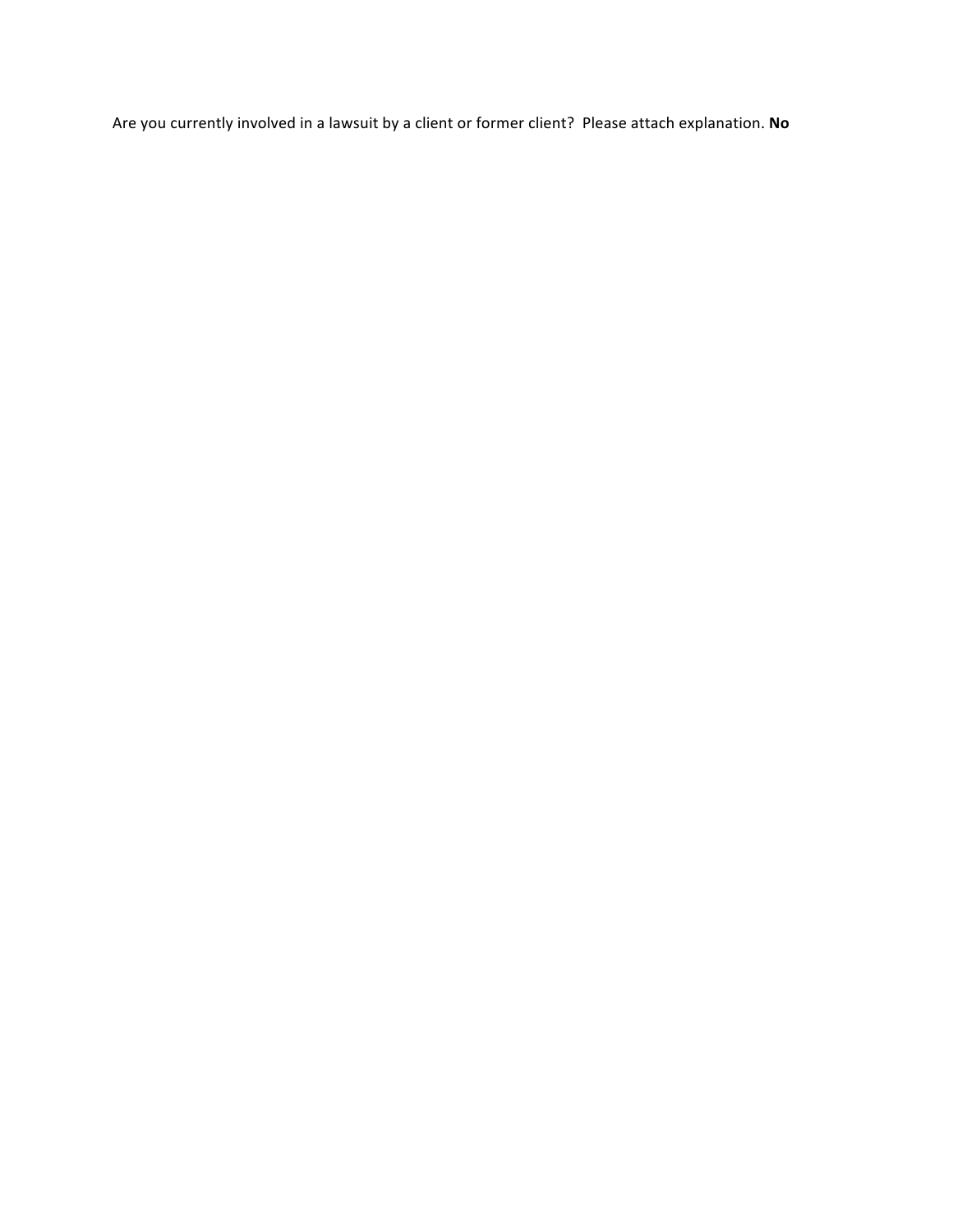Are you currently involved in a lawsuit by a client or former client? Please attach explanation. **No**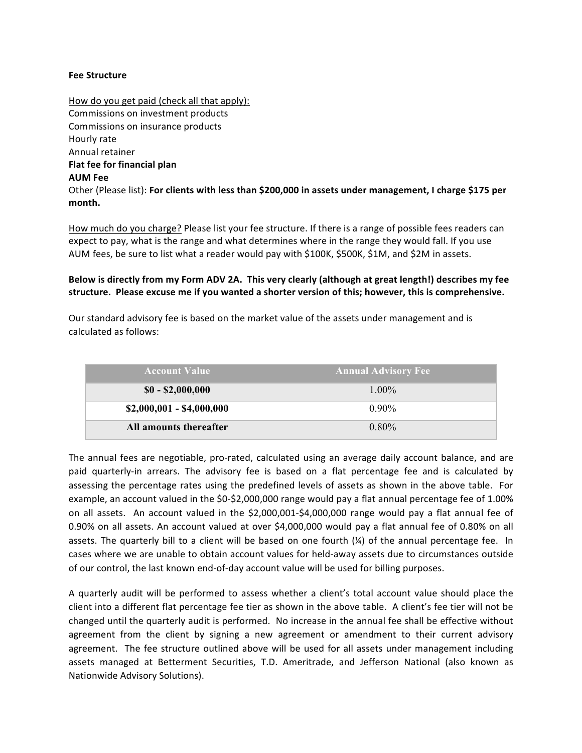**Fee Structure**

How do you get paid (check all that apply):
Commissions on investment products
Commissions on insurance products
Hourly rate
Annual retainer
**Flat fee for financial plan**
**AUM Fee**
Other (Please list): **For clients with less than $200,000 in assets under management, I charge $175 per month.**

How much do you charge? Please list your fee structure. If there is a range of possible fees readers can expect to pay, what is the range and what determines where in the range they would fall. If you use AUM fees, be sure to list what a reader would pay with $100K, $500K, $1M, and $2M in assets.

**Below is directly from my Form ADV 2A. This very clearly (although at great length!) describes my fee structure. Please excuse me if you wanted a shorter version of this; however, this is comprehensive.**

Our standard advisory fee is based on the market value of the assets under management and is calculated as follows:

| Account Value | Annual Advisory Fee |
|---|---|
| **$0 - $2,000,000** | 1.00% |
| **$2,000,001 - $4,000,000** | 0.90% |
| **All amounts thereafter** | 0.80% |

The annual fees are negotiable, pro-rated, calculated using an average daily account balance, and are paid quarterly-in arrears. The advisory fee is based on a flat percentage fee and is calculated by assessing the percentage rates using the predefined levels of assets as shown in the above table. For example, an account valued in the $0-$2,000,000 range would pay a flat annual percentage fee of 1.00% on all assets. An account valued in the $2,000,001-$4,000,000 range would pay a flat annual fee of 0.90% on all assets. An account valued at over $4,000,000 would pay a flat annual fee of 0.80% on all assets. The quarterly bill to a client will be based on one fourth (¼) of the annual percentage fee. In cases where we are unable to obtain account values for held-away assets due to circumstances outside of our control, the last known end-of-day account value will be used for billing purposes.

A quarterly audit will be performed to assess whether a client's total account value should place the client into a different flat percentage fee tier as shown in the above table. A client's fee tier will not be changed until the quarterly audit is performed. No increase in the annual fee shall be effective without agreement from the client by signing a new agreement or amendment to their current advisory agreement. The fee structure outlined above will be used for all assets under management including assets managed at Betterment Securities, T.D. Ameritrade, and Jefferson National (also known as Nationwide Advisory Solutions).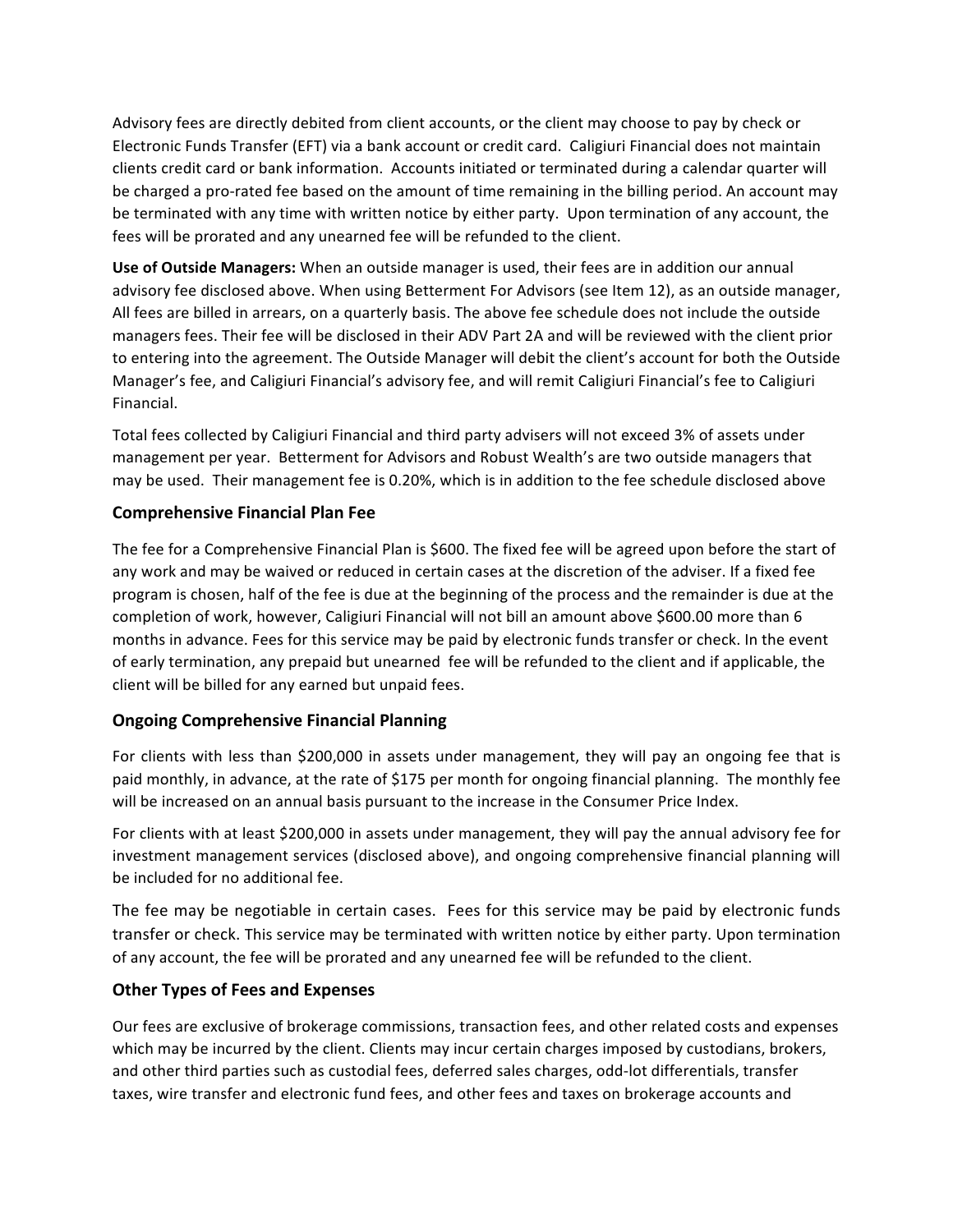Advisory fees are directly debited from client accounts, or the client may choose to pay by check or Electronic Funds Transfer (EFT) via a bank account or credit card. Caligiuri Financial does not maintain clients credit card or bank information. Accounts initiated or terminated during a calendar quarter will be charged a pro-rated fee based on the amount of time remaining in the billing period. An account may be terminated with any time with written notice by either party. Upon termination of any account, the fees will be prorated and any unearned fee will be refunded to the client.

**Use of Outside Managers:** When an outside manager is used, their fees are in addition our annual advisory fee disclosed above. When using Betterment For Advisors (see Item 12), as an outside manager, All fees are billed in arrears, on a quarterly basis. The above fee schedule does not include the outside managers fees. Their fee will be disclosed in their ADV Part 2A and will be reviewed with the client prior to entering into the agreement. The Outside Manager will debit the client's account for both the Outside Manager's fee, and Caligiuri Financial's advisory fee, and will remit Caligiuri Financial's fee to Caligiuri Financial.

Total fees collected by Caligiuri Financial and third party advisers will not exceed 3% of assets under management per year. Betterment for Advisors and Robust Wealth's are two outside managers that may be used. Their management fee is 0.20%, which is in addition to the fee schedule disclosed above

## Comprehensive Financial Plan Fee

The fee for a Comprehensive Financial Plan is $600. The fixed fee will be agreed upon before the start of any work and may be waived or reduced in certain cases at the discretion of the adviser. If a fixed fee program is chosen, half of the fee is due at the beginning of the process and the remainder is due at the completion of work, however, Caligiuri Financial will not bill an amount above $600.00 more than 6 months in advance. Fees for this service may be paid by electronic funds transfer or check. In the event of early termination, any prepaid but unearned fee will be refunded to the client and if applicable, the client will be billed for any earned but unpaid fees.

## Ongoing Comprehensive Financial Planning

For clients with less than $200,000 in assets under management, they will pay an ongoing fee that is paid monthly, in advance, at the rate of $175 per month for ongoing financial planning. The monthly fee will be increased on an annual basis pursuant to the increase in the Consumer Price Index.

For clients with at least $200,000 in assets under management, they will pay the annual advisory fee for investment management services (disclosed above), and ongoing comprehensive financial planning will be included for no additional fee.

The fee may be negotiable in certain cases. Fees for this service may be paid by electronic funds transfer or check. This service may be terminated with written notice by either party. Upon termination of any account, the fee will be prorated and any unearned fee will be refunded to the client.

## Other Types of Fees and Expenses

Our fees are exclusive of brokerage commissions, transaction fees, and other related costs and expenses which may be incurred by the client. Clients may incur certain charges imposed by custodians, brokers, and other third parties such as custodial fees, deferred sales charges, odd-lot differentials, transfer taxes, wire transfer and electronic fund fees, and other fees and taxes on brokerage accounts and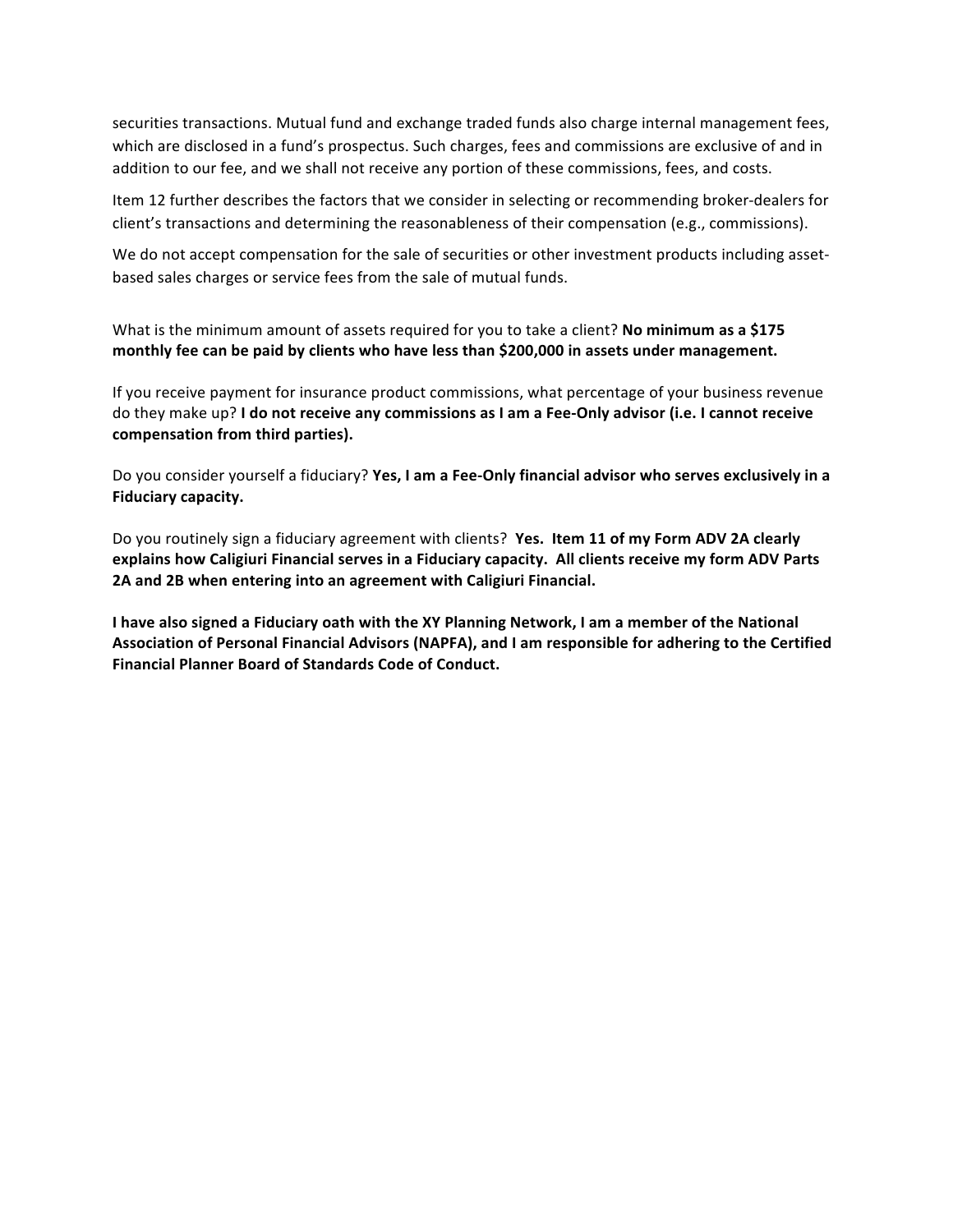securities transactions. Mutual fund and exchange traded funds also charge internal management fees, which are disclosed in a fund's prospectus. Such charges, fees and commissions are exclusive of and in addition to our fee, and we shall not receive any portion of these commissions, fees, and costs.

Item 12 further describes the factors that we consider in selecting or recommending broker-dealers for client's transactions and determining the reasonableness of their compensation (e.g., commissions).

We do not accept compensation for the sale of securities or other investment products including asset-based sales charges or service fees from the sale of mutual funds.

What is the minimum amount of assets required for you to take a client? **No minimum as a $175 monthly fee can be paid by clients who have less than $200,000 in assets under management.**

If you receive payment for insurance product commissions, what percentage of your business revenue do they make up? **I do not receive any commissions as I am a Fee-Only advisor (i.e. I cannot receive compensation from third parties).**

Do you consider yourself a fiduciary? **Yes, I am a Fee-Only financial advisor who serves exclusively in a Fiduciary capacity.**

Do you routinely sign a fiduciary agreement with clients? **Yes. Item 11 of my Form ADV 2A clearly explains how Caligiuri Financial serves in a Fiduciary capacity. All clients receive my form ADV Parts 2A and 2B when entering into an agreement with Caligiuri Financial.**

**I have also signed a Fiduciary oath with the XY Planning Network, I am a member of the National Association of Personal Financial Advisors (NAPFA), and I am responsible for adhering to the Certified Financial Planner Board of Standards Code of Conduct.**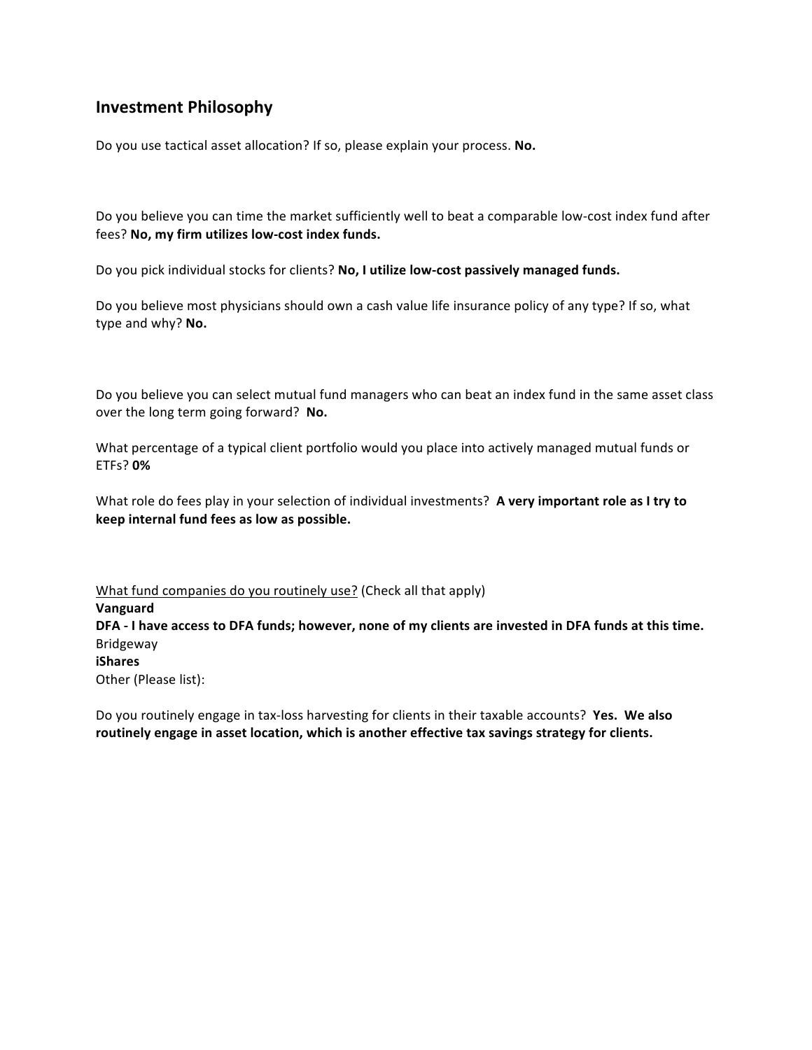## Investment Philosophy

Do you use tactical asset allocation? If so, please explain your process. **No.**

Do you believe you can time the market sufficiently well to beat a comparable low-cost index fund after fees? **No, my firm utilizes low-cost index funds.**

Do you pick individual stocks for clients? **No, I utilize low-cost passively managed funds.**

Do you believe most physicians should own a cash value life insurance policy of any type? If so, what type and why? **No.**

Do you believe you can select mutual fund managers who can beat an index fund in the same asset class over the long term going forward? **No.**

What percentage of a typical client portfolio would you place into actively managed mutual funds or ETFs? **0%**

What role do fees play in your selection of individual investments? **A very important role as I try to keep internal fund fees as low as possible.**

What fund companies do you routinely use? (Check all that apply)
**Vanguard**
**DFA - I have access to DFA funds; however, none of my clients are invested in DFA funds at this time.**
Bridgeway
**iShares**
Other (Please list):

Do you routinely engage in tax-loss harvesting for clients in their taxable accounts? **Yes. We also routinely engage in asset location, which is another effective tax savings strategy for clients.**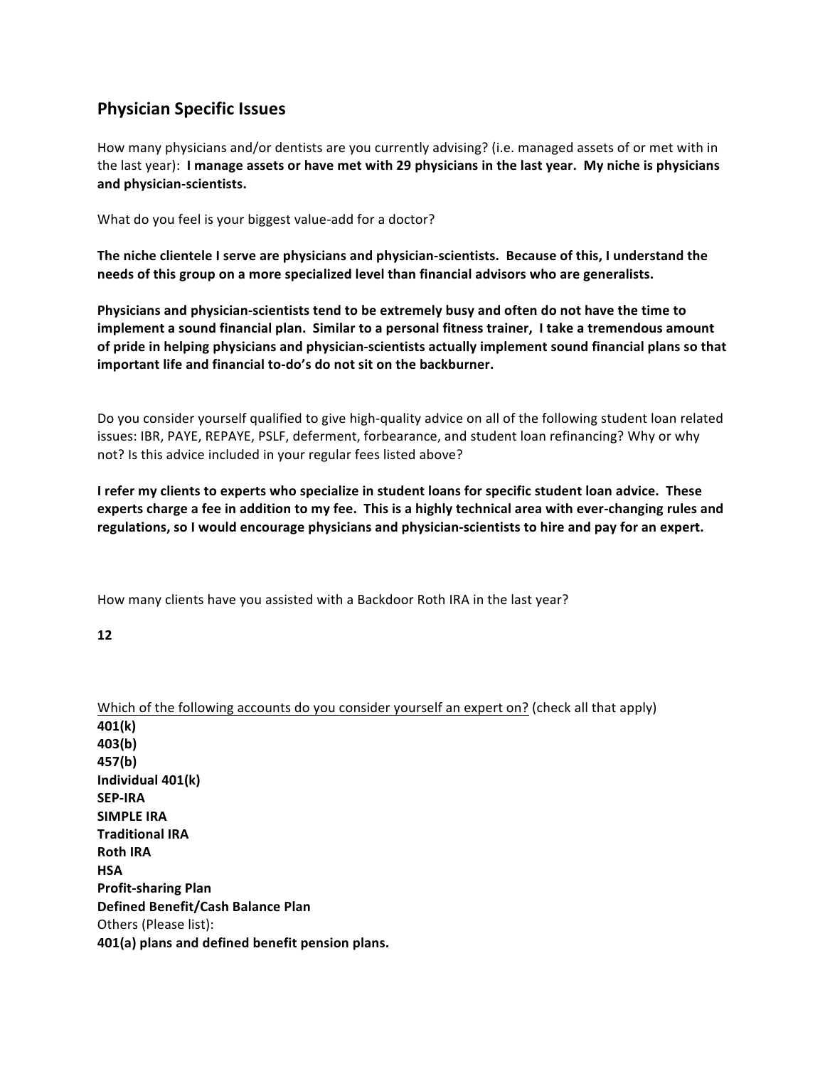## Physician Specific Issues

How many physicians and/or dentists are you currently advising? (i.e. managed assets of or met with in the last year): **I manage assets or have met with 29 physicians in the last year. My niche is physicians and physician-scientists.**

What do you feel is your biggest value-add for a doctor?

**The niche clientele I serve are physicians and physician-scientists. Because of this, I understand the needs of this group on a more specialized level than financial advisors who are generalists.**

**Physicians and physician-scientists tend to be extremely busy and often do not have the time to implement a sound financial plan. Similar to a personal fitness trainer, I take a tremendous amount of pride in helping physicians and physician-scientists actually implement sound financial plans so that important life and financial to-do's do not sit on the backburner.**

Do you consider yourself qualified to give high-quality advice on all of the following student loan related issues: IBR, PAYE, REPAYE, PSLF, deferment, forbearance, and student loan refinancing? Why or why not? Is this advice included in your regular fees listed above?

**I refer my clients to experts who specialize in student loans for specific student loan advice. These experts charge a fee in addition to my fee. This is a highly technical area with ever-changing rules and regulations, so I would encourage physicians and physician-scientists to hire and pay for an expert.**

How many clients have you assisted with a Backdoor Roth IRA in the last year?

**12**

<u>Which of the following accounts do you consider yourself an expert on?</u> (check all that apply)
**401(k)**
**403(b)**
**457(b)**
**Individual 401(k)**
**SEP-IRA**
**SIMPLE IRA**
**Traditional IRA**
**Roth IRA**
**HSA**
**Profit-sharing Plan**
**Defined Benefit/Cash Balance Plan**
Others (Please list):
**401(a) plans and defined benefit pension plans.**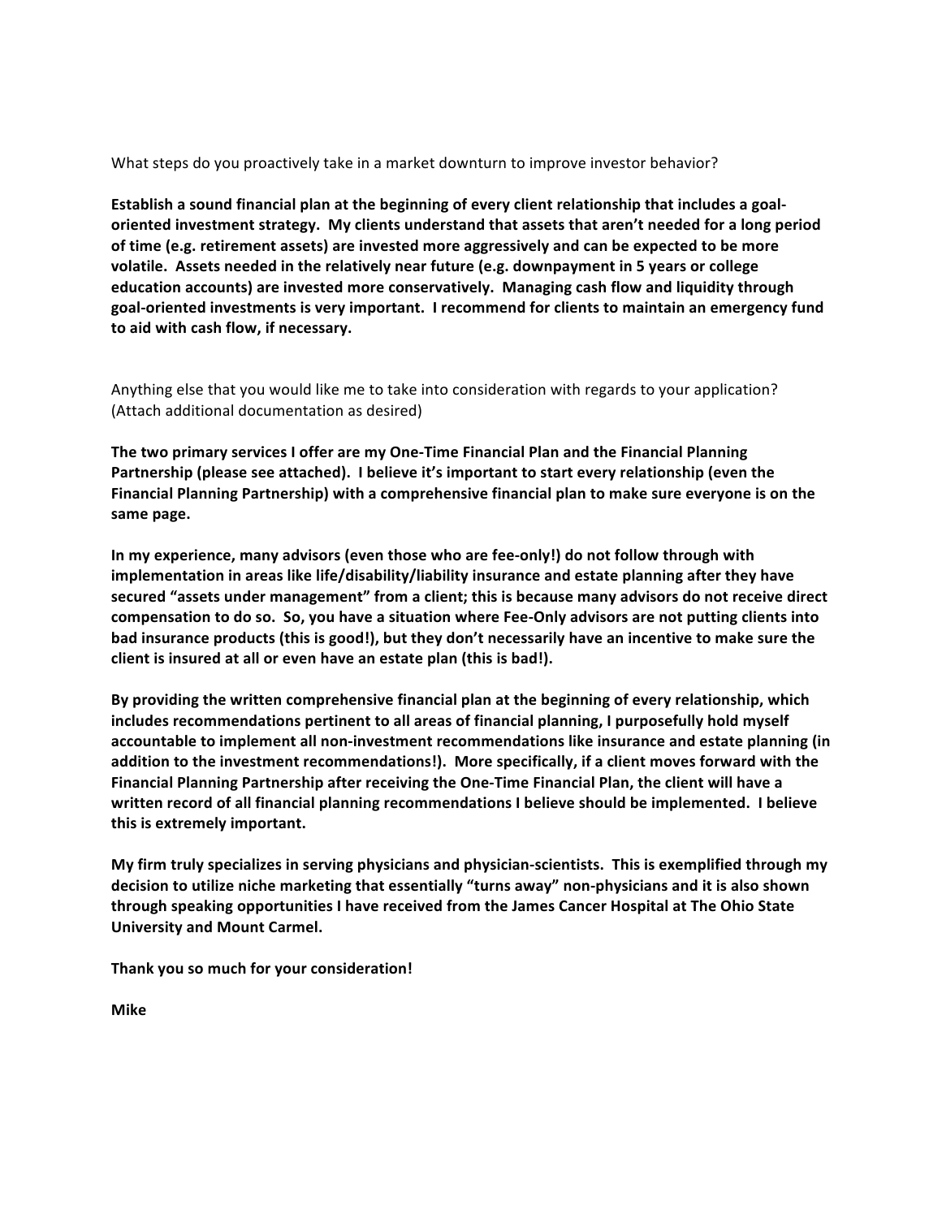What steps do you proactively take in a market downturn to improve investor behavior?

**Establish a sound financial plan at the beginning of every client relationship that includes a goal-oriented investment strategy. My clients understand that assets that aren't needed for a long period of time (e.g. retirement assets) are invested more aggressively and can be expected to be more volatile. Assets needed in the relatively near future (e.g. downpayment in 5 years or college education accounts) are invested more conservatively. Managing cash flow and liquidity through goal-oriented investments is very important. I recommend for clients to maintain an emergency fund to aid with cash flow, if necessary.**

Anything else that you would like me to take into consideration with regards to your application? (Attach additional documentation as desired)

**The two primary services I offer are my One-Time Financial Plan and the Financial Planning Partnership (please see attached). I believe it's important to start every relationship (even the Financial Planning Partnership) with a comprehensive financial plan to make sure everyone is on the same page.**

**In my experience, many advisors (even those who are fee-only!) do not follow through with implementation in areas like life/disability/liability insurance and estate planning after they have secured "assets under management" from a client; this is because many advisors do not receive direct compensation to do so. So, you have a situation where Fee-Only advisors are not putting clients into bad insurance products (this is good!), but they don't necessarily have an incentive to make sure the client is insured at all or even have an estate plan (this is bad!).**

**By providing the written comprehensive financial plan at the beginning of every relationship, which includes recommendations pertinent to all areas of financial planning, I purposefully hold myself accountable to implement all non-investment recommendations like insurance and estate planning (in addition to the investment recommendations!). More specifically, if a client moves forward with the Financial Planning Partnership after receiving the One-Time Financial Plan, the client will have a written record of all financial planning recommendations I believe should be implemented. I believe this is extremely important.**

**My firm truly specializes in serving physicians and physician-scientists. This is exemplified through my decision to utilize niche marketing that essentially "turns away" non-physicians and it is also shown through speaking opportunities I have received from the James Cancer Hospital at The Ohio State University and Mount Carmel.**

**Thank you so much for your consideration!**

**Mike**